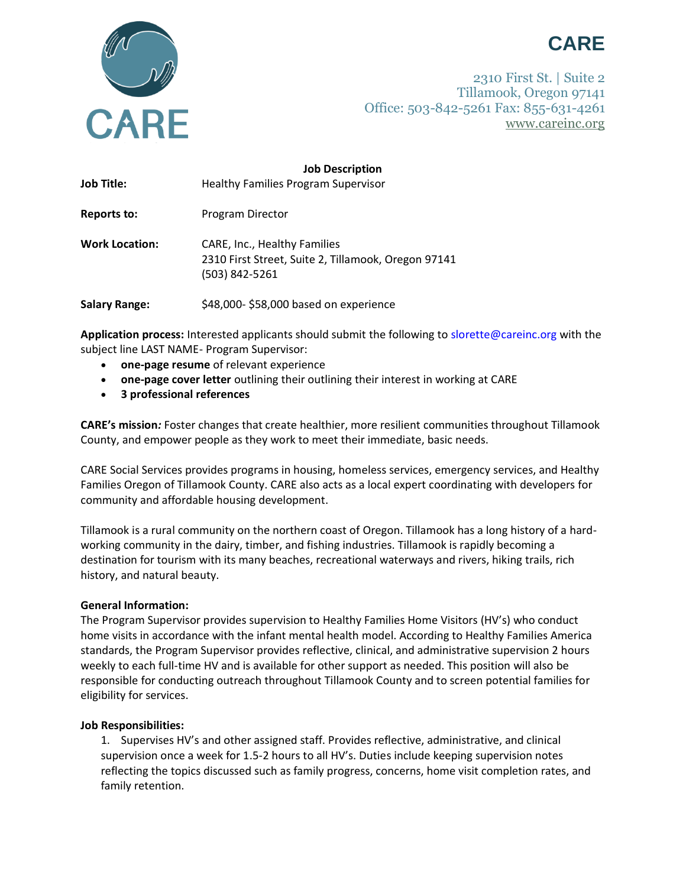# CARE

2310 First St. | Suite 2
Tillamook, Oregon 97141
Office: 503-842-5261 Fax: 855-631-4261
www.careinc.org

## Job Description

**Job Title:** Healthy Families Program Supervisor

**Reports to:** Program Director

**Work Location:** CARE, Inc., Healthy Families
2310 First Street, Suite 2, Tillamook, Oregon 97141
(503) 842-5261

**Salary Range:** $48,000- $58,000 based on experience

**Application process:** Interested applicants should submit the following to slorette@careinc.org with the subject line LAST NAME- Program Supervisor:

- **one-page resume** of relevant experience
- **one-page cover letter** outlining their outlining their interest in working at CARE
- **3 professional references**

**CARE's mission***:* Foster changes that create healthier, more resilient communities throughout Tillamook County, and empower people as they work to meet their immediate, basic needs.

CARE Social Services provides programs in housing, homeless services, emergency services, and Healthy Families Oregon of Tillamook County. CARE also acts as a local expert coordinating with developers for community and affordable housing development.

Tillamook is a rural community on the northern coast of Oregon. Tillamook has a long history of a hard-working community in the dairy, timber, and fishing industries. Tillamook is rapidly becoming a destination for tourism with its many beaches, recreational waterways and rivers, hiking trails, rich history, and natural beauty.

**General Information:**
The Program Supervisor provides supervision to Healthy Families Home Visitors (HV's) who conduct home visits in accordance with the infant mental health model. According to Healthy Families America standards, the Program Supervisor provides reflective, clinical, and administrative supervision 2 hours weekly to each full-time HV and is available for other support as needed. This position will also be responsible for conducting outreach throughout Tillamook County and to screen potential families for eligibility for services.

**Job Responsibilities:**

1. Supervises HV's and other assigned staff. Provides reflective, administrative, and clinical supervision once a week for 1.5-2 hours to all HV's. Duties include keeping supervision notes reflecting the topics discussed such as family progress, concerns, home visit completion rates, and family retention.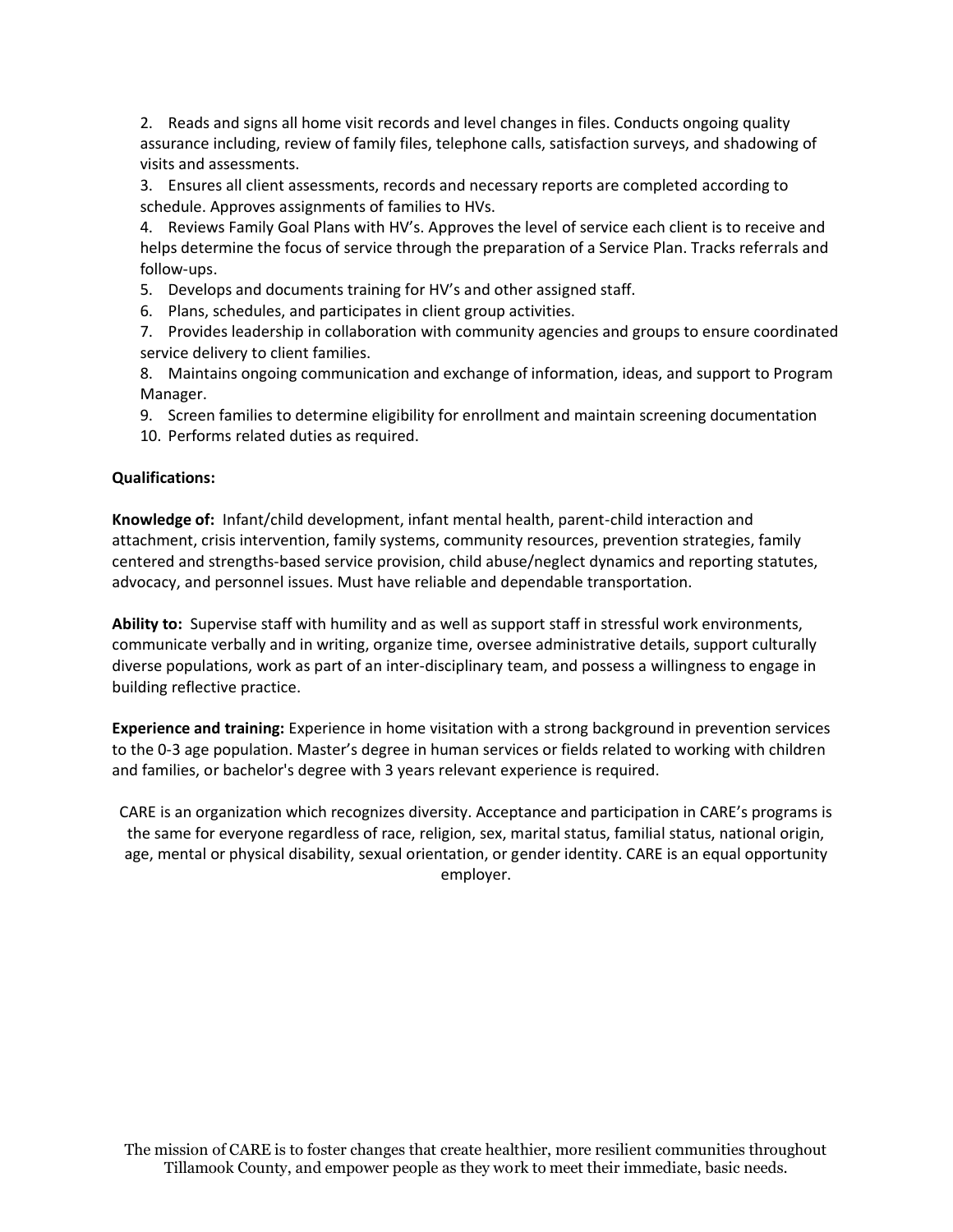2. Reads and signs all home visit records and level changes in files. Conducts ongoing quality assurance including, review of family files, telephone calls, satisfaction surveys, and shadowing of visits and assessments.
3. Ensures all client assessments, records and necessary reports are completed according to schedule. Approves assignments of families to HVs.
4. Reviews Family Goal Plans with HV's. Approves the level of service each client is to receive and helps determine the focus of service through the preparation of a Service Plan. Tracks referrals and follow-ups.
5. Develops and documents training for HV's and other assigned staff.
6. Plans, schedules, and participates in client group activities.
7. Provides leadership in collaboration with community agencies and groups to ensure coordinated service delivery to client families.
8. Maintains ongoing communication and exchange of information, ideas, and support to Program Manager.
9. Screen families to determine eligibility for enrollment and maintain screening documentation
10. Performs related duties as required.

**Qualifications:**

**Knowledge of:** Infant/child development, infant mental health, parent-child interaction and attachment, crisis intervention, family systems, community resources, prevention strategies, family centered and strengths-based service provision, child abuse/neglect dynamics and reporting statutes, advocacy, and personnel issues. Must have reliable and dependable transportation.

**Ability to:** Supervise staff with humility and as well as support staff in stressful work environments, communicate verbally and in writing, organize time, oversee administrative details, support culturally diverse populations, work as part of an inter-disciplinary team, and possess a willingness to engage in building reflective practice.

**Experience and training:** Experience in home visitation with a strong background in prevention services to the 0-3 age population. Master's degree in human services or fields related to working with children and families, or bachelor's degree with 3 years relevant experience is required.

CARE is an organization which recognizes diversity. Acceptance and participation in CARE's programs is the same for everyone regardless of race, religion, sex, marital status, familial status, national origin, age, mental or physical disability, sexual orientation, or gender identity. CARE is an equal opportunity employer.

The mission of CARE is to foster changes that create healthier, more resilient communities throughout Tillamook County, and empower people as they work to meet their immediate, basic needs.